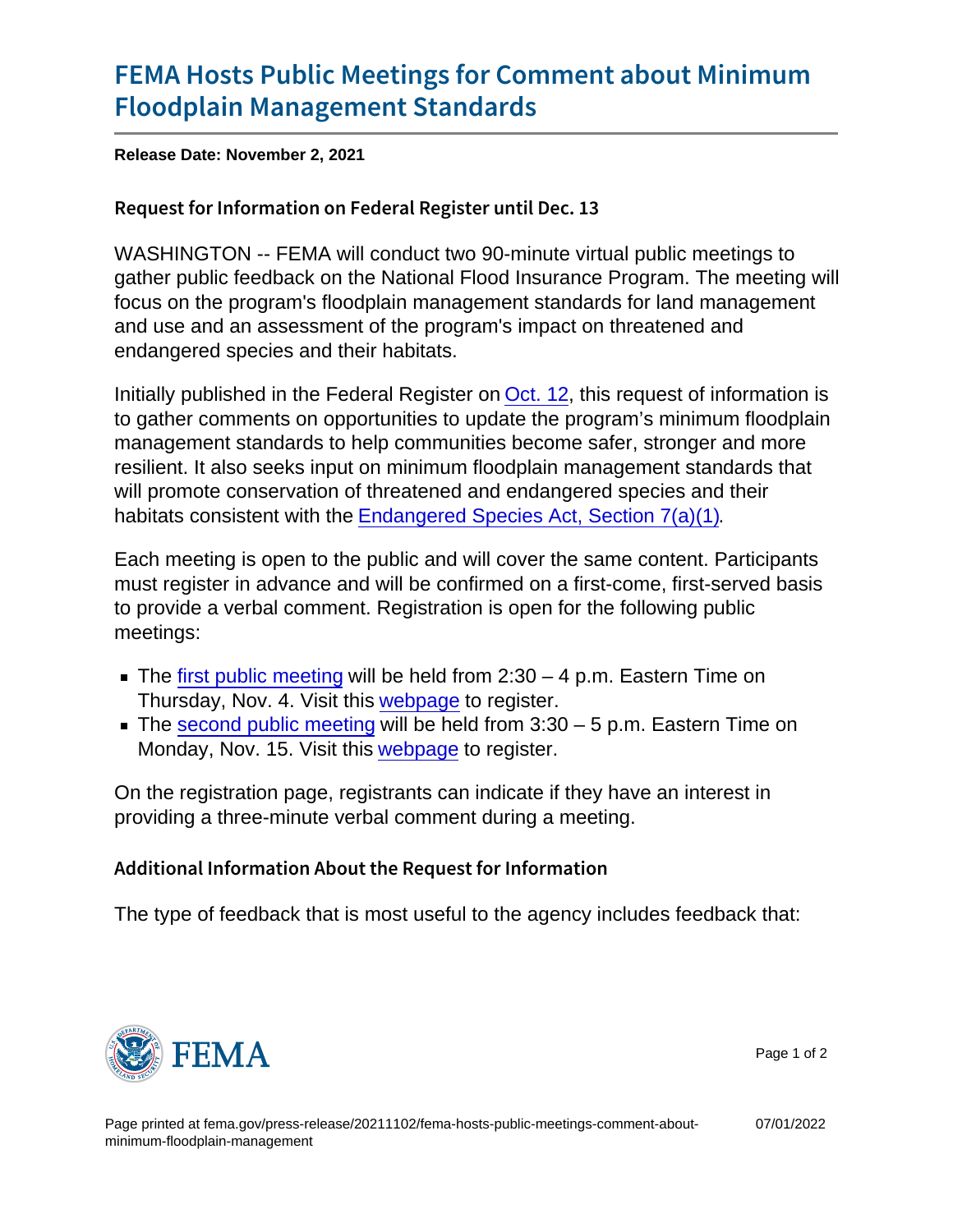# FEMA Hosts Public Meetings for Comment about Minimum Floodplain Management Standards

Release Date: November 2, 2021

## Request for Information on Federal Register until Dec. 13

WASHINGTON -- FEMA will conduct two 90-minute virtual public meetings to gather public feedback on the National Flood Insurance Program. The meeting will focus on the program's floodplain management standards for land management and use and an assessment of the program's impact on threatened and endangered species and their habitats.

Initially published in the Federal Register on Oct. 12, this request of information is to gather comments on opportunities to update the program's minimum floodplain management standards to help communities become safer, stronger and more resilient. It also seeks input on minimum floodplain management standards that will promote conservation of threatened and endangered species and their habitats consistent with the Endangered Species Act, Section 7(a)(1).

Each meeting is open to the public and will cover the same content. Participants must register in advance and will be confirmed on a first-come, first-served basis to provide a verbal comment. Registration is open for the following public meetings:

- The first public meeting will be held from 2:30 – 4 p.m. Eastern Time on Thursday, Nov. 4. Visit this webpage to register.
- The second public meeting will be held from 3:30 – 5 p.m. Eastern Time on Monday, Nov. 15. Visit this webpage to register.

On the registration page, registrants can indicate if they have an interest in providing a three-minute verbal comment during a meeting.

## Additional Information About the Request for Information

The type of feedback that is most useful to the agency includes feedback that: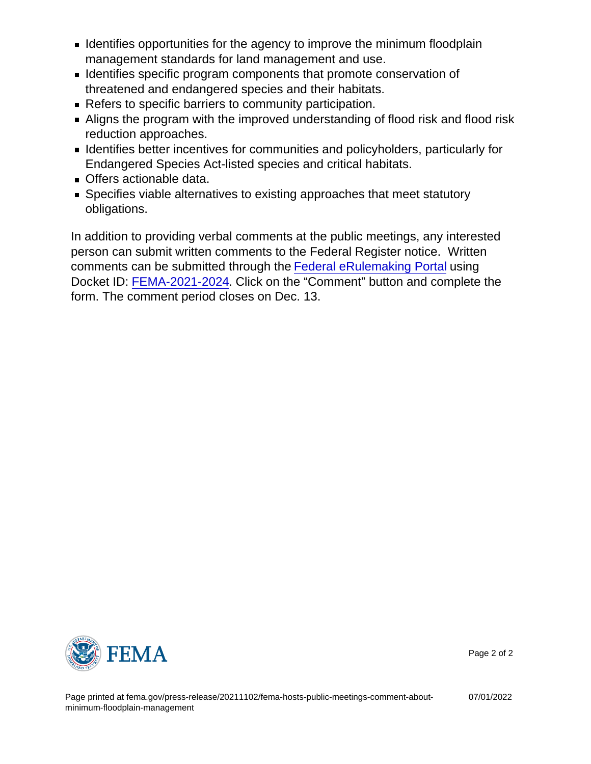- Identifies opportunities for the agency to improve the minimum floodplain management standards for land management and use.
- Identifies specific program components that promote conservation of threatened and endangered species and their habitats.
- Refers to specific barriers to community participation.
- Aligns the program with the improved understanding of flood risk and flood risk reduction approaches.
- Identifies better incentives for communities and policyholders, particularly for Endangered Species Act-listed species and critical habitats.
- Offers actionable data.
- Specifies viable alternatives to existing approaches that meet statutory obligations.

In addition to providing verbal comments at the public meetings, any interested person can submit written comments to the Federal Register notice. Written comments can be submitted through the Federal eRulemaking Portal using Docket ID: FEMA-2021-2024. Click on the "Comment" button and complete the form. The comment period closes on Dec. 13.